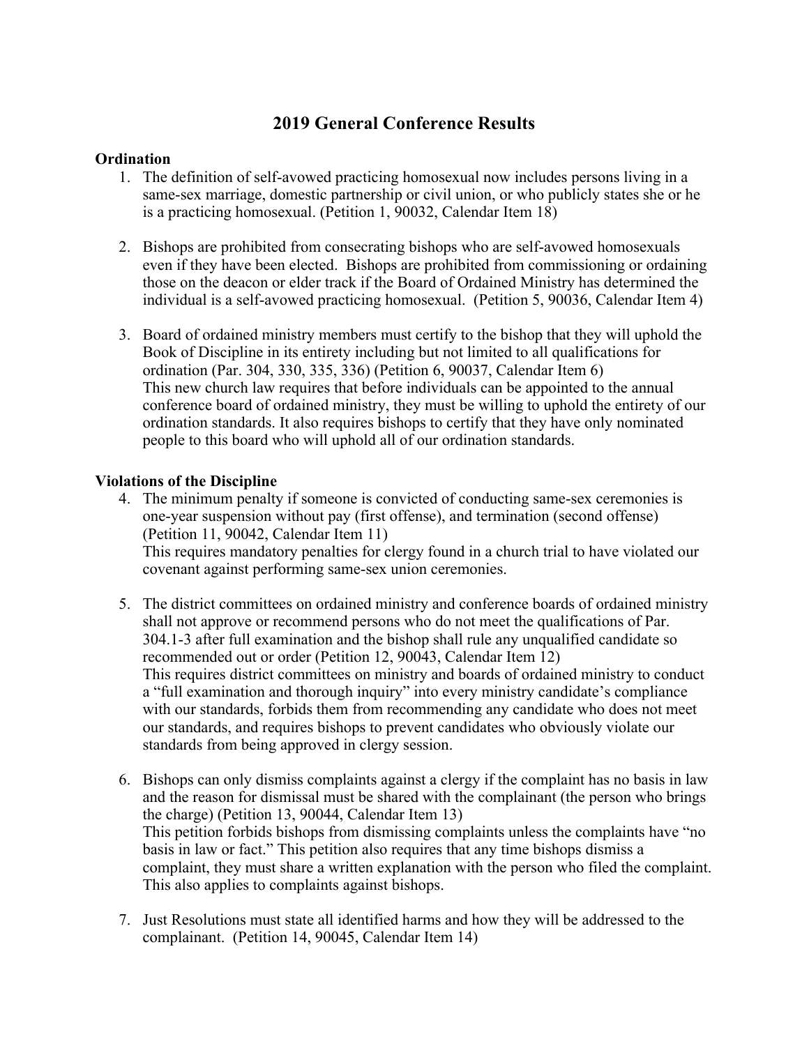# 2019 General Conference Results

## Ordination

1. The definition of self-avowed practicing homosexual now includes persons living in a same-sex marriage, domestic partnership or civil union, or who publicly states she or he is a practicing homosexual. (Petition 1, 90032, Calendar Item 18)

2. Bishops are prohibited from consecrating bishops who are self-avowed homosexuals even if they have been elected. Bishops are prohibited from commissioning or ordaining those on the deacon or elder track if the Board of Ordained Ministry has determined the individual is a self-avowed practicing homosexual. (Petition 5, 90036, Calendar Item 4)

3. Board of ordained ministry members must certify to the bishop that they will uphold the Book of Discipline in its entirety including but not limited to all qualifications for ordination (Par. 304, 330, 335, 336) (Petition 6, 90037, Calendar Item 6)
   This new church law requires that before individuals can be appointed to the annual conference board of ordained ministry, they must be willing to uphold the entirety of our ordination standards. It also requires bishops to certify that they have only nominated people to this board who will uphold all of our ordination standards.

## Violations of the Discipline

4. The minimum penalty if someone is convicted of conducting same-sex ceremonies is one-year suspension without pay (first offense), and termination (second offense) (Petition 11, 90042, Calendar Item 11)
   This requires mandatory penalties for clergy found in a church trial to have violated our covenant against performing same-sex union ceremonies.

5. The district committees on ordained ministry and conference boards of ordained ministry shall not approve or recommend persons who do not meet the qualifications of Par. 304.1-3 after full examination and the bishop shall rule any unqualified candidate so recommended out or order (Petition 12, 90043, Calendar Item 12)
   This requires district committees on ministry and boards of ordained ministry to conduct a "full examination and thorough inquiry" into every ministry candidate's compliance with our standards, forbids them from recommending any candidate who does not meet our standards, and requires bishops to prevent candidates who obviously violate our standards from being approved in clergy session.

6. Bishops can only dismiss complaints against a clergy if the complaint has no basis in law and the reason for dismissal must be shared with the complainant (the person who brings the charge) (Petition 13, 90044, Calendar Item 13)
   This petition forbids bishops from dismissing complaints unless the complaints have "no basis in law or fact." This petition also requires that any time bishops dismiss a complaint, they must share a written explanation with the person who filed the complaint. This also applies to complaints against bishops.

7. Just Resolutions must state all identified harms and how they will be addressed to the complainant. (Petition 14, 90045, Calendar Item 14)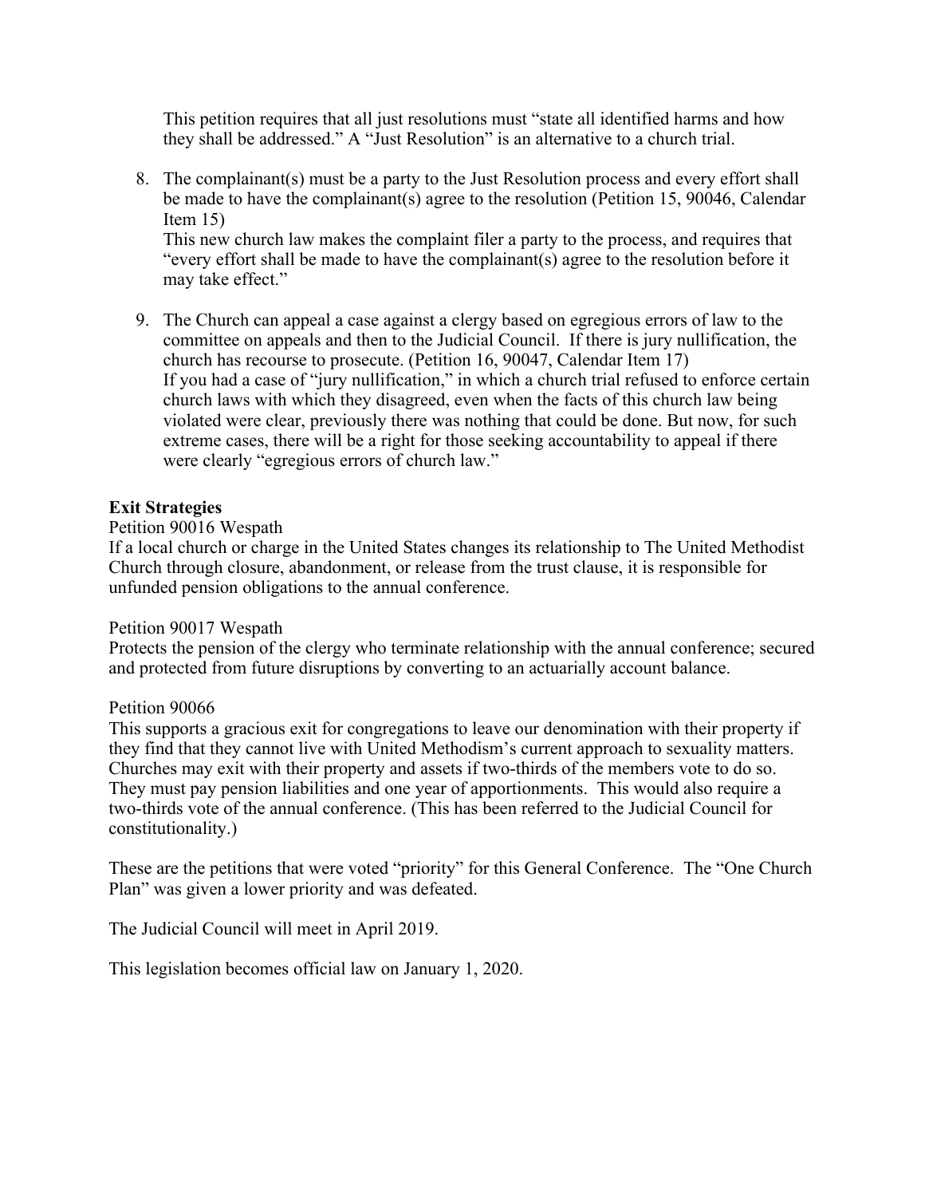This petition requires that all just resolutions must "state all identified harms and how they shall be addressed." A "Just Resolution" is an alternative to a church trial.

8. The complainant(s) must be a party to the Just Resolution process and every effort shall be made to have the complainant(s) agree to the resolution (Petition 15, 90046, Calendar Item 15)
   This new church law makes the complaint filer a party to the process, and requires that "every effort shall be made to have the complainant(s) agree to the resolution before it may take effect."

9. The Church can appeal a case against a clergy based on egregious errors of law to the committee on appeals and then to the Judicial Council. If there is jury nullification, the church has recourse to prosecute. (Petition 16, 90047, Calendar Item 17)
   If you had a case of "jury nullification," in which a church trial refused to enforce certain church laws with which they disagreed, even when the facts of this church law being violated were clear, previously there was nothing that could be done. But now, for such extreme cases, there will be a right for those seeking accountability to appeal if there were clearly "egregious errors of church law."

**Exit Strategies**

Petition 90016 Wespath

If a local church or charge in the United States changes its relationship to The United Methodist Church through closure, abandonment, or release from the trust clause, it is responsible for unfunded pension obligations to the annual conference.

Petition 90017 Wespath

Protects the pension of the clergy who terminate relationship with the annual conference; secured and protected from future disruptions by converting to an actuarially account balance.

Petition 90066

This supports a gracious exit for congregations to leave our denomination with their property if they find that they cannot live with United Methodism's current approach to sexuality matters. Churches may exit with their property and assets if two-thirds of the members vote to do so. They must pay pension liabilities and one year of apportionments. This would also require a two-thirds vote of the annual conference. (This has been referred to the Judicial Council for constitutionality.)

These are the petitions that were voted "priority" for this General Conference. The "One Church Plan" was given a lower priority and was defeated.

The Judicial Council will meet in April 2019.

This legislation becomes official law on January 1, 2020.